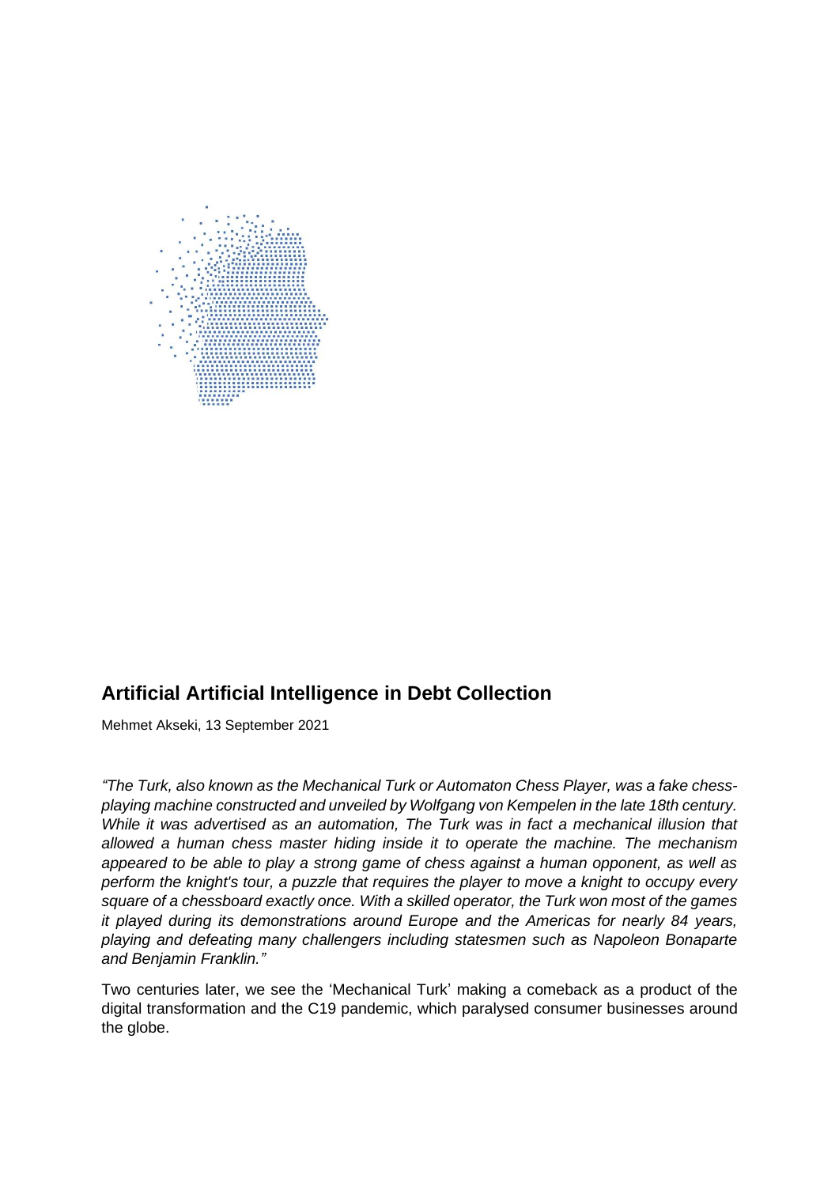## Artificial Artificial Intelligence in Debt Collection

Mehmet Akseki, 13 September 2021

*"The Turk, also known as the Mechanical Turk or Automaton Chess Player, was a fake chess-playing machine constructed and unveiled by Wolfgang von Kempelen in the late 18th century. While it was advertised as an automation, The Turk was in fact a mechanical illusion that allowed a human chess master hiding inside it to operate the machine. The mechanism appeared to be able to play a strong game of chess against a human opponent, as well as perform the knight's tour, a puzzle that requires the player to move a knight to occupy every square of a chessboard exactly once. With a skilled operator, the Turk won most of the games it played during its demonstrations around Europe and the Americas for nearly 84 years, playing and defeating many challengers including statesmen such as Napoleon Bonaparte and Benjamin Franklin."*

Two centuries later, we see the 'Mechanical Turk' making a comeback as a product of the digital transformation and the C19 pandemic, which paralysed consumer businesses around the globe.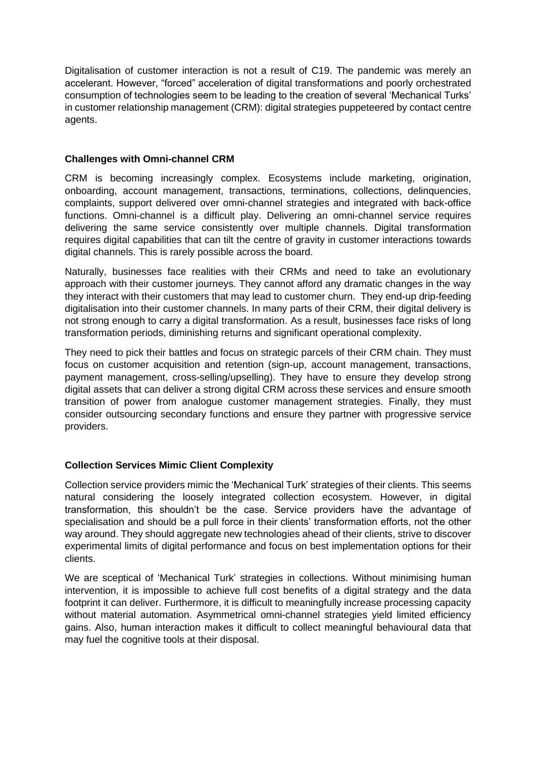Digitalisation of customer interaction is not a result of C19. The pandemic was merely an accelerant. However, "forced" acceleration of digital transformations and poorly orchestrated consumption of technologies seem to be leading to the creation of several 'Mechanical Turks' in customer relationship management (CRM): digital strategies puppeteered by contact centre agents.

**Challenges with Omni-channel CRM**

CRM is becoming increasingly complex. Ecosystems include marketing, origination, onboarding, account management, transactions, terminations, collections, delinquencies, complaints, support delivered over omni-channel strategies and integrated with back-office functions. Omni-channel is a difficult play. Delivering an omni-channel service requires delivering the same service consistently over multiple channels. Digital transformation requires digital capabilities that can tilt the centre of gravity in customer interactions towards digital channels. This is rarely possible across the board.

Naturally, businesses face realities with their CRMs and need to take an evolutionary approach with their customer journeys. They cannot afford any dramatic changes in the way they interact with their customers that may lead to customer churn. They end-up drip-feeding digitalisation into their customer channels. In many parts of their CRM, their digital delivery is not strong enough to carry a digital transformation. As a result, businesses face risks of long transformation periods, diminishing returns and significant operational complexity.

They need to pick their battles and focus on strategic parcels of their CRM chain. They must focus on customer acquisition and retention (sign-up, account management, transactions, payment management, cross-selling/upselling). They have to ensure they develop strong digital assets that can deliver a strong digital CRM across these services and ensure smooth transition of power from analogue customer management strategies. Finally, they must consider outsourcing secondary functions and ensure they partner with progressive service providers.

**Collection Services Mimic Client Complexity**

Collection service providers mimic the 'Mechanical Turk' strategies of their clients. This seems natural considering the loosely integrated collection ecosystem. However, in digital transformation, this shouldn't be the case. Service providers have the advantage of specialisation and should be a pull force in their clients' transformation efforts, not the other way around. They should aggregate new technologies ahead of their clients, strive to discover experimental limits of digital performance and focus on best implementation options for their clients.

We are sceptical of 'Mechanical Turk' strategies in collections. Without minimising human intervention, it is impossible to achieve full cost benefits of a digital strategy and the data footprint it can deliver. Furthermore, it is difficult to meaningfully increase processing capacity without material automation. Asymmetrical omni-channel strategies yield limited efficiency gains. Also, human interaction makes it difficult to collect meaningful behavioural data that may fuel the cognitive tools at their disposal.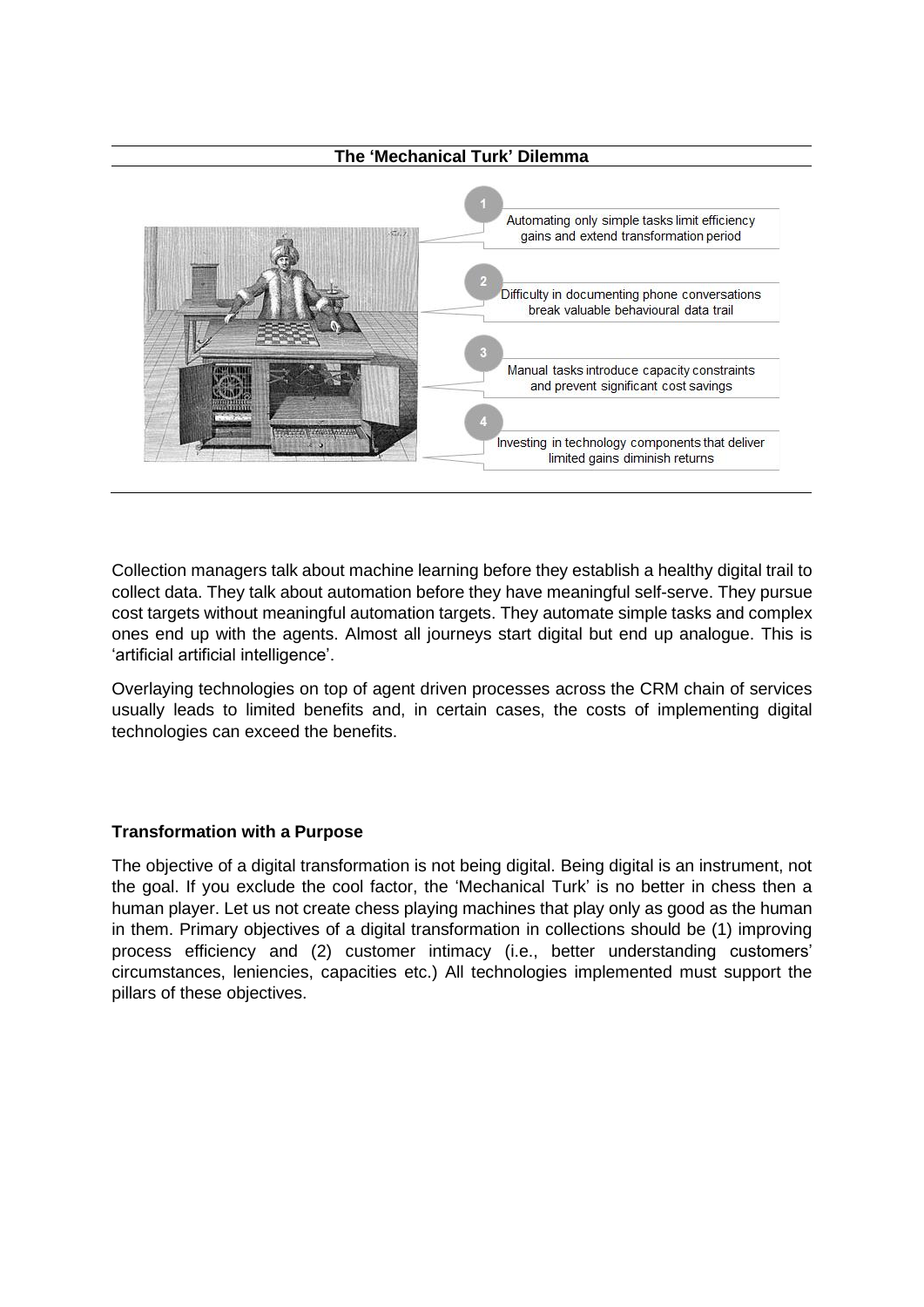**The 'Mechanical Turk' Dilemma**

1. Automating only simple tasks limit efficiency gains and extend transformation period
2. Difficulty in documenting phone conversations break valuable behavioural data trail
3. Manual tasks introduce capacity constraints and prevent significant cost savings
4. Investing in technology components that deliver limited gains diminish returns

Collection managers talk about machine learning before they establish a healthy digital trail to collect data. They talk about automation before they have meaningful self-serve. They pursue cost targets without meaningful automation targets. They automate simple tasks and complex ones end up with the agents. Almost all journeys start digital but end up analogue. This is 'artificial artificial intelligence'.

Overlaying technologies on top of agent driven processes across the CRM chain of services usually leads to limited benefits and, in certain cases, the costs of implementing digital technologies can exceed the benefits.

**Transformation with a Purpose**

The objective of a digital transformation is not being digital. Being digital is an instrument, not the goal. If you exclude the cool factor, the 'Mechanical Turk' is no better in chess then a human player. Let us not create chess playing machines that play only as good as the human in them. Primary objectives of a digital transformation in collections should be (1) improving process efficiency and (2) customer intimacy (i.e., better understanding customers' circumstances, leniencies, capacities etc.) All technologies implemented must support the pillars of these objectives.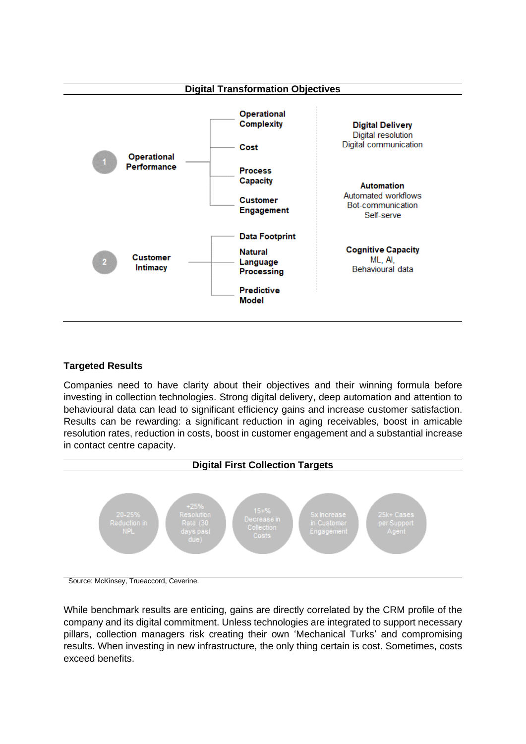**Digital Transformation Objectives**

1. **Operational Performance**
   - **Operational Complexity**
   - **Cost**
   - **Process Capacity**
   - **Customer Engagement**

2. **Customer Intimacy**
   - **Data Footprint**
   - **Natural Language Processing**
   - **Predictive Model**

**Digital Delivery**
Digital resolution
Digital communication

**Automation**
Automated workflows
Bot-communication
Self-serve

**Cognitive Capacity**
ML, AI,
Behavioural data

### Targeted Results

Companies need to have clarity about their objectives and their winning formula before investing in collection technologies. Strong digital delivery, deep automation and attention to behavioural data can lead to significant efficiency gains and increase customer satisfaction. Results can be rewarding: a significant reduction in aging receivables, boost in amicable resolution rates, reduction in costs, boost in customer engagement and a substantial increase in contact centre capacity.

**Digital First Collection Targets**

- 20-25% Reduction in NPL
- +25% Resolution Rate (30 days past due)
- 15+% Decrease in Collection Costs
- 5x Increase in Customer Engagement
- 25k+ Cases per Support Agent

Source: McKinsey, Trueaccord, Ceverine.

While benchmark results are enticing, gains are directly correlated by the CRM profile of the company and its digital commitment. Unless technologies are integrated to support necessary pillars, collection managers risk creating their own 'Mechanical Turks' and compromising results. When investing in new infrastructure, the only thing certain is cost. Sometimes, costs exceed benefits.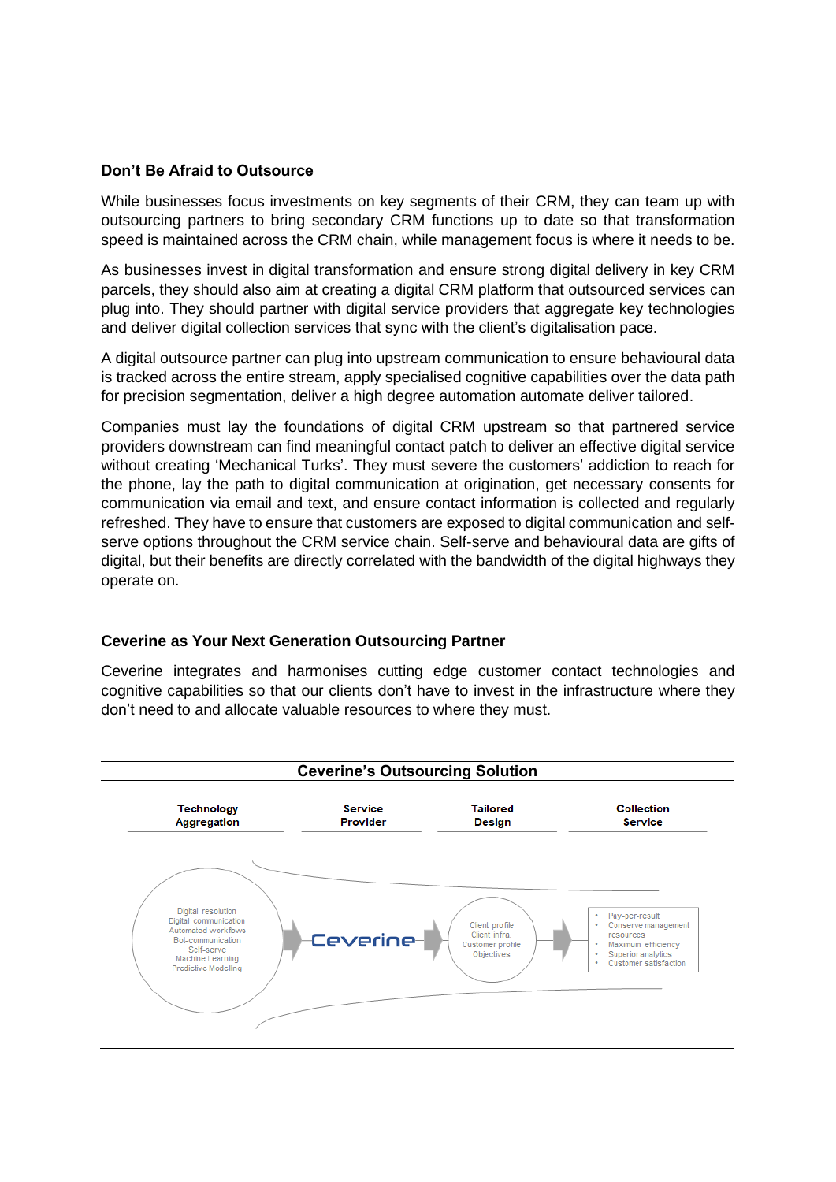**Don't Be Afraid to Outsource**

While businesses focus investments on key segments of their CRM, they can team up with outsourcing partners to bring secondary CRM functions up to date so that transformation speed is maintained across the CRM chain, while management focus is where it needs to be.

As businesses invest in digital transformation and ensure strong digital delivery in key CRM parcels, they should also aim at creating a digital CRM platform that outsourced services can plug into. They should partner with digital service providers that aggregate key technologies and deliver digital collection services that sync with the client's digitalisation pace.

A digital outsource partner can plug into upstream communication to ensure behavioural data is tracked across the entire stream, apply specialised cognitive capabilities over the data path for precision segmentation, deliver a high degree automation automate deliver tailored.

Companies must lay the foundations of digital CRM upstream so that partnered service providers downstream can find meaningful contact patch to deliver an effective digital service without creating 'Mechanical Turks'. They must severe the customers' addiction to reach for the phone, lay the path to digital communication at origination, get necessary consents for communication via email and text, and ensure contact information is collected and regularly refreshed. They have to ensure that customers are exposed to digital communication and self-serve options throughout the CRM service chain. Self-serve and behavioural data are gifts of digital, but their benefits are directly correlated with the bandwidth of the digital highways they operate on.

**Ceverine as Your Next Generation Outsourcing Partner**

Ceverine integrates and harmonises cutting edge customer contact technologies and cognitive capabilities so that our clients don't have to invest in the infrastructure where they don't need to and allocate valuable resources to where they must.

**Ceverine's Outsourcing Solution**

| Technology Aggregation | Service Provider | Tailored Design | Collection Service |
|---|---|---|---|
| Digital resolution<br>Digital communication<br>Automated workflows<br>Bot-communication<br>Self-serve<br>Machine Learning<br>Predictive Modelling | Ceverine | Client profile<br>Client infra<br>Customer profile<br>Objectives | • Pay-per-result<br>• Conserve management resources<br>• Maximum efficiency<br>• Superior analytics<br>• Customer satisfaction |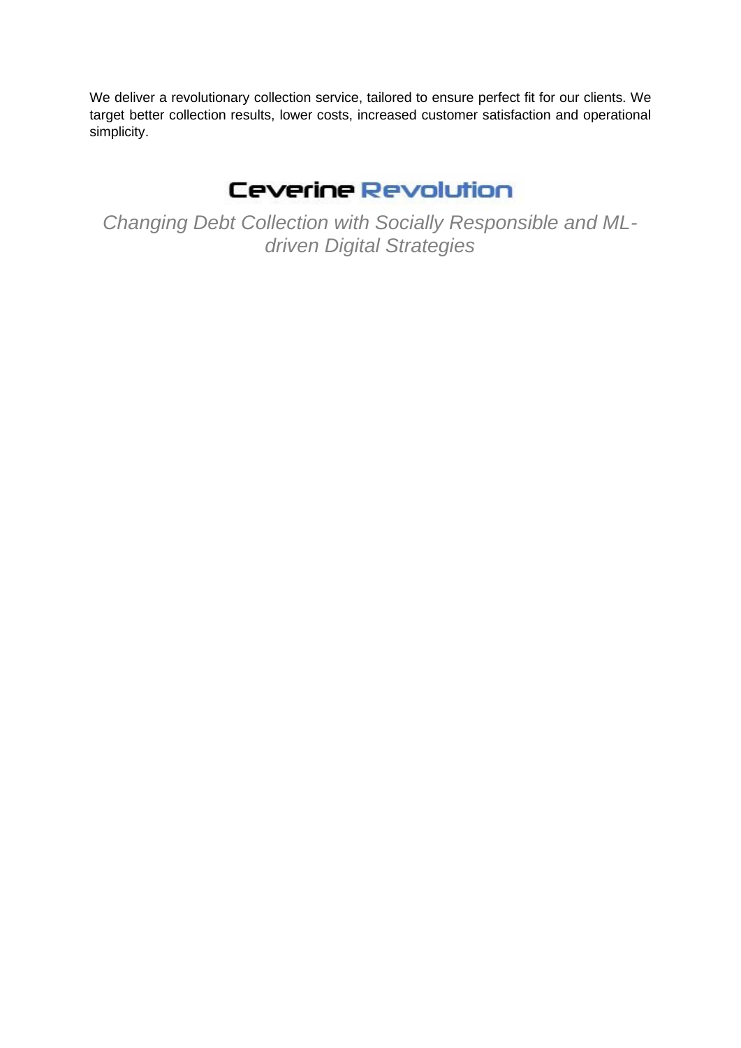We deliver a revolutionary collection service, tailored to ensure perfect fit for our clients. We target better collection results, lower costs, increased customer satisfaction and operational simplicity.

# Ceverine Revolution

*Changing Debt Collection with Socially Responsible and ML-driven Digital Strategies*